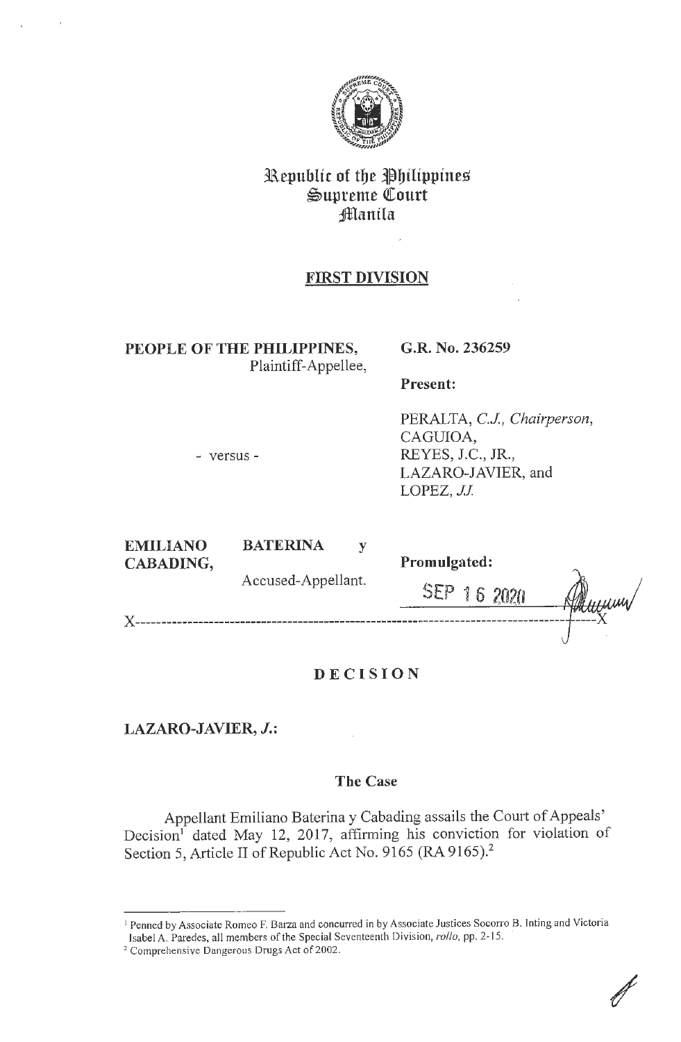# Republic of the Philippines
# Supreme Court
# Manila

## FIRST DIVISION

**PEOPLE OF THE PHILIPPINES,**
Plaintiff-Appellee,

- versus -

**EMILIANO BATERINA y CABADING,**
Accused-Appellant.

**G.R. No. 236259**

**Present:**

PERALTA, *C.J., Chairperson,*
CAGUIOA,
REYES, J.C., JR.,
LAZARO-JAVIER, and
LOPEZ, *JJ.*

**Promulgated:**

SEP 16 2020

x-----------------------------------------------------------------------------------------x

## DECISION

**LAZARO-JAVIER, *J.*:**

### The Case

Appellant Emiliano Baterina y Cabading assails the Court of Appeals' Decision[1] dated May 12, 2017, affirming his conviction for violation of Section 5, Article II of Republic Act No. 9165 (RA 9165).[2]

---

[1] Penned by Associate Romeo F. Barza and concurred in by Associate Justices Socorro B. Inting and Victoria Isabel A. Paredes, all members of the Special Seventeenth Division, *rollo*, pp. 2-15.

[2] Comprehensive Dangerous Drugs Act of 2002.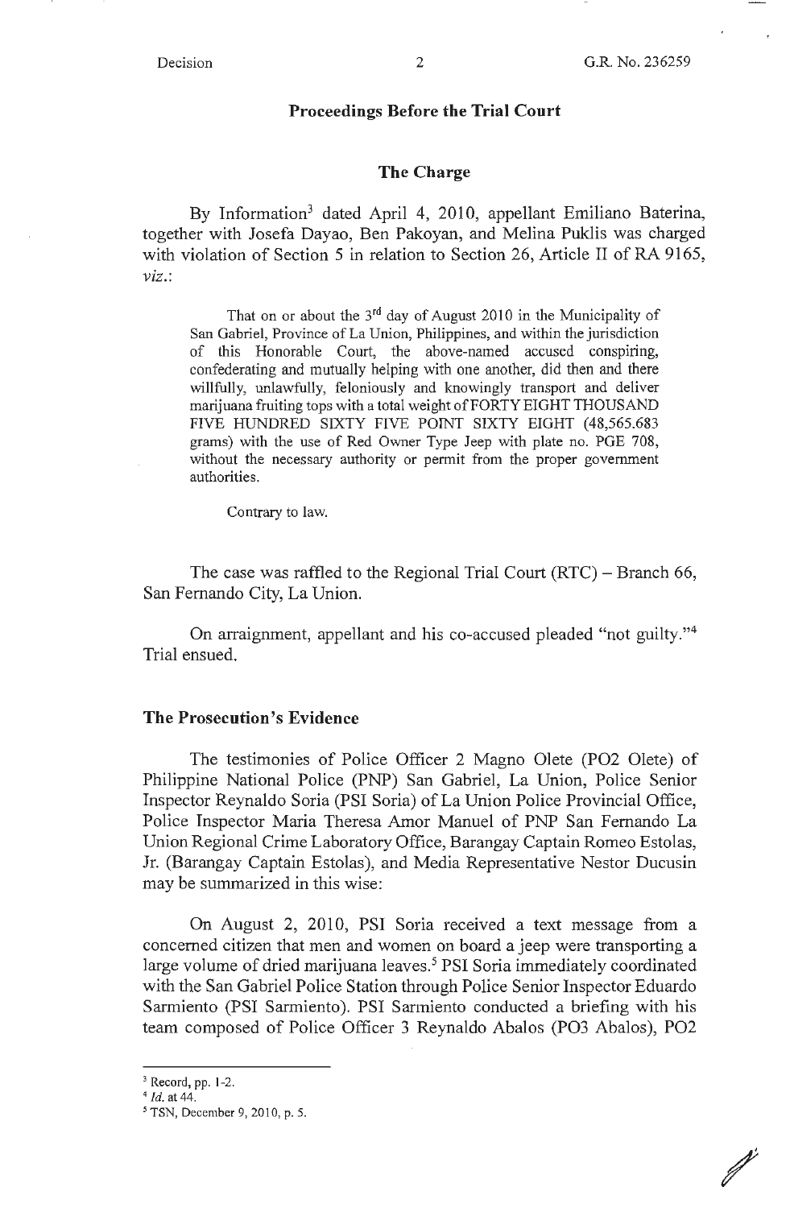## Proceedings Before the Trial Court

### The Charge

By Information[3] dated April 4, 2010, appellant Emiliano Baterina, together with Josefa Dayao, Ben Pakoyan, and Melina Puklis was charged with violation of Section 5 in relation to Section 26, Article II of RA 9165, *viz.*:

> That on or about the 3rd day of August 2010 in the Municipality of San Gabriel, Province of La Union, Philippines, and within the jurisdiction of this Honorable Court, the above-named accused conspiring, confederating and mutually helping with one another, did then and there willfully, unlawfully, feloniously and knowingly transport and deliver marijuana fruiting tops with a total weight of FORTY EIGHT THOUSAND FIVE HUNDRED SIXTY FIVE POINT SIXTY EIGHT (48,565.683 grams) with the use of Red Owner Type Jeep with plate no. PGE 708, without the necessary authority or permit from the proper government authorities.
>
> Contrary to law.

The case was raffled to the Regional Trial Court (RTC) – Branch 66, San Fernando City, La Union.

On arraignment, appellant and his co-accused pleaded "not guilty."[4] Trial ensued.

### The Prosecution's Evidence

The testimonies of Police Officer 2 Magno Olete (PO2 Olete) of Philippine National Police (PNP) San Gabriel, La Union, Police Senior Inspector Reynaldo Soria (PSI Soria) of La Union Police Provincial Office, Police Inspector Maria Theresa Amor Manuel of PNP San Fernando La Union Regional Crime Laboratory Office, Barangay Captain Romeo Estolas, Jr. (Barangay Captain Estolas), and Media Representative Nestor Ducusin may be summarized in this wise:

On August 2, 2010, PSI Soria received a text message from a concerned citizen that men and women on board a jeep were transporting a large volume of dried marijuana leaves.[5] PSI Soria immediately coordinated with the San Gabriel Police Station through Police Senior Inspector Eduardo Sarmiento (PSI Sarmiento). PSI Sarmiento conducted a briefing with his team composed of Police Officer 3 Reynaldo Abalos (PO3 Abalos), PO2

---

[3] Record, pp. 1-2.

[4] *Id.* at 44.

[5] TSN, December 9, 2010, p. 5.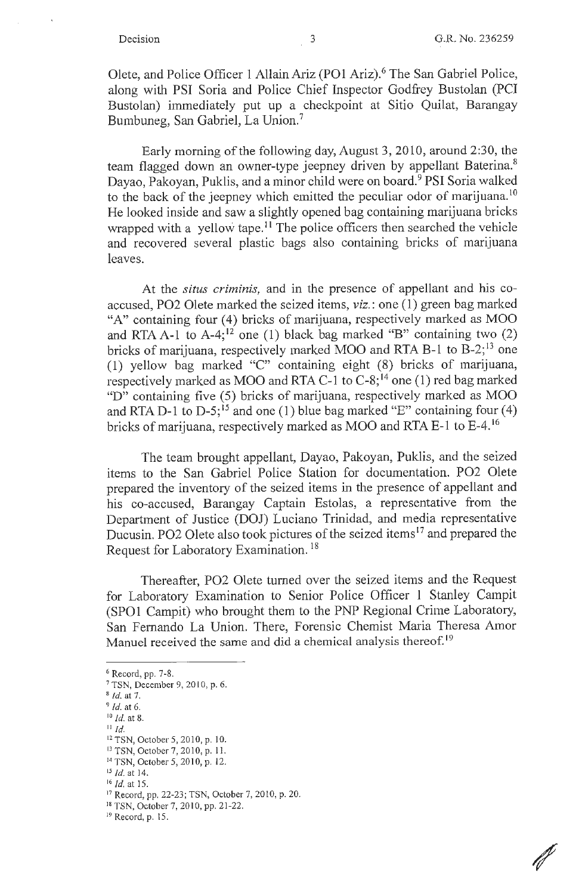Olete, and Police Officer 1 Allain Ariz (PO1 Ariz).[6] The San Gabriel Police, along with PSI Soria and Police Chief Inspector Godfrey Bustolan (PCI Bustolan) immediately put up a checkpoint at Sitio Quilat, Barangay Bumbuneg, San Gabriel, La Union.[7]

Early morning of the following day, August 3, 2010, around 2:30, the team flagged down an owner-type jeepney driven by appellant Baterina.[8] Dayao, Pakoyan, Puklis, and a minor child were on board.[9] PSI Soria walked to the back of the jeepney which emitted the peculiar odor of marijuana.[10] He looked inside and saw a slightly opened bag containing marijuana bricks wrapped with a yellow tape.[11] The police officers then searched the vehicle and recovered several plastic bags also containing bricks of marijuana leaves.

At the *situs criminis,* and in the presence of appellant and his co-accused, PO2 Olete marked the seized items, *viz.*: one (1) green bag marked "A" containing four (4) bricks of marijuana, respectively marked as MOO and RTA A-1 to A-4;[12] one (1) black bag marked "B" containing two (2) bricks of marijuana, respectively marked MOO and RTA B-1 to B-2;[13] one (1) yellow bag marked "C" containing eight (8) bricks of marijuana, respectively marked as MOO and RTA C-1 to C-8;[14] one (1) red bag marked "D" containing five (5) bricks of marijuana, respectively marked as MOO and RTA D-1 to D-5;[15] and one (1) blue bag marked "E" containing four (4) bricks of marijuana, respectively marked as MOO and RTA E-1 to E-4.[16]

The team brought appellant, Dayao, Pakoyan, Puklis, and the seized items to the San Gabriel Police Station for documentation. PO2 Olete prepared the inventory of the seized items in the presence of appellant and his co-accused, Barangay Captain Estolas, a representative from the Department of Justice (DOJ) Luciano Trinidad, and media representative Ducusin. PO2 Olete also took pictures of the seized items[17] and prepared the Request for Laboratory Examination.[18]

Thereafter, PO2 Olete turned over the seized items and the Request for Laboratory Examination to Senior Police Officer 1 Stanley Campit (SPO1 Campit) who brought them to the PNP Regional Crime Laboratory, San Fernando La Union. There, Forensic Chemist Maria Theresa Amor Manuel received the same and did a chemical analysis thereof.[19]

---

[6] Record, pp. 7-8.
[7] TSN, December 9, 2010, p. 6.
[8] *Id.* at 7.
[9] *Id.* at 6.
[10] *Id.* at 8.
[11] *Id.*
[12] TSN, October 5, 2010, p. 10.
[13] TSN, October 7, 2010, p. 11.
[14] TSN, October 5, 2010, p. 12.
[15] *Id.* at 14.
[16] *Id.* at 15.
[17] Record, pp. 22-23; TSN, October 7, 2010, p. 20.
[18] TSN, October 7, 2010, pp. 21-22.
[19] Record, p. 15.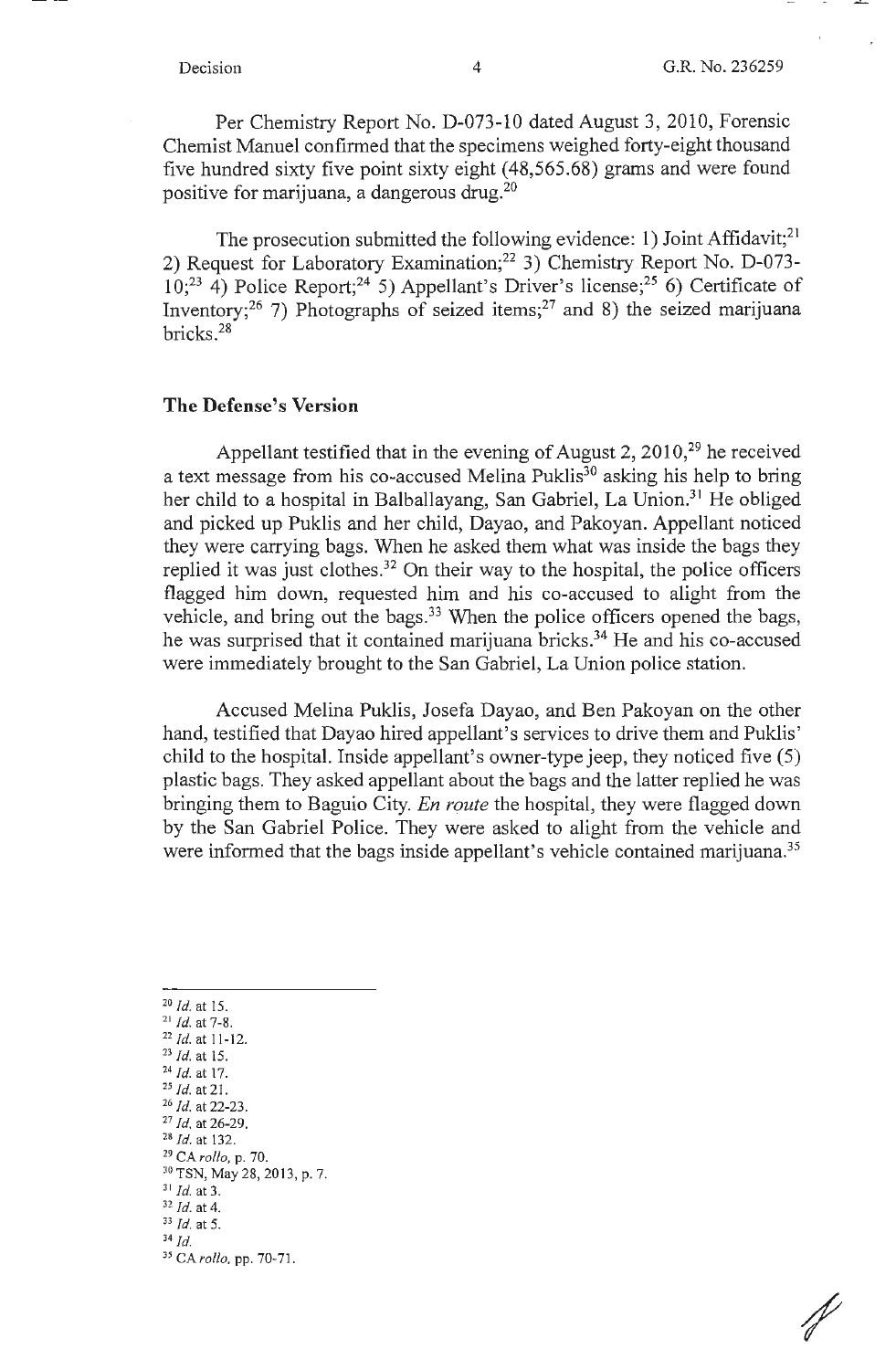Per Chemistry Report No. D-073-10 dated August 3, 2010, Forensic Chemist Manuel confirmed that the specimens weighed forty-eight thousand five hundred sixty five point sixty eight (48,565.68) grams and were found positive for marijuana, a dangerous drug.[20]

The prosecution submitted the following evidence: 1) Joint Affidavit;[21] 2) Request for Laboratory Examination;[22] 3) Chemistry Report No. D-073-10;[23] 4) Police Report;[24] 5) Appellant's Driver's license;[25] 6) Certificate of Inventory;[26] 7) Photographs of seized items;[27] and 8) the seized marijuana bricks.[28]

## The Defense's Version

Appellant testified that in the evening of August 2, 2010,[29] he received a text message from his co-accused Melina Puklis[30] asking his help to bring her child to a hospital in Balballayang, San Gabriel, La Union.[31] He obliged and picked up Puklis and her child, Dayao, and Pakoyan. Appellant noticed they were carrying bags. When he asked them what was inside the bags they replied it was just clothes.[32] On their way to the hospital, the police officers flagged him down, requested him and his co-accused to alight from the vehicle, and bring out the bags.[33] When the police officers opened the bags, he was surprised that it contained marijuana bricks.[34] He and his co-accused were immediately brought to the San Gabriel, La Union police station.

Accused Melina Puklis, Josefa Dayao, and Ben Pakoyan on the other hand, testified that Dayao hired appellant's services to drive them and Puklis' child to the hospital. Inside appellant's owner-type jeep, they noticed five (5) plastic bags. They asked appellant about the bags and the latter replied he was bringing them to Baguio City. *En route* the hospital, they were flagged down by the San Gabriel Police. They were asked to alight from the vehicle and were informed that the bags inside appellant's vehicle contained marijuana.[35]

---

[20] *Id.* at 15.
[21] *Id.* at 7-8.
[22] *Id.* at 11-12.
[23] *Id.* at 15.
[24] *Id.* at 17.
[25] *Id.* at 21.
[26] *Id.* at 22-23.
[27] *Id.* at 26-29.
[28] *Id.* at 132.
[29] CA *rollo*, p. 70.
[30] TSN, May 28, 2013, p. 7.
[31] *Id.* at 3.
[32] *Id.* at 4.
[33] *Id.* at 5.
[34] *Id.*
[35] CA *rollo*, pp. 70-71.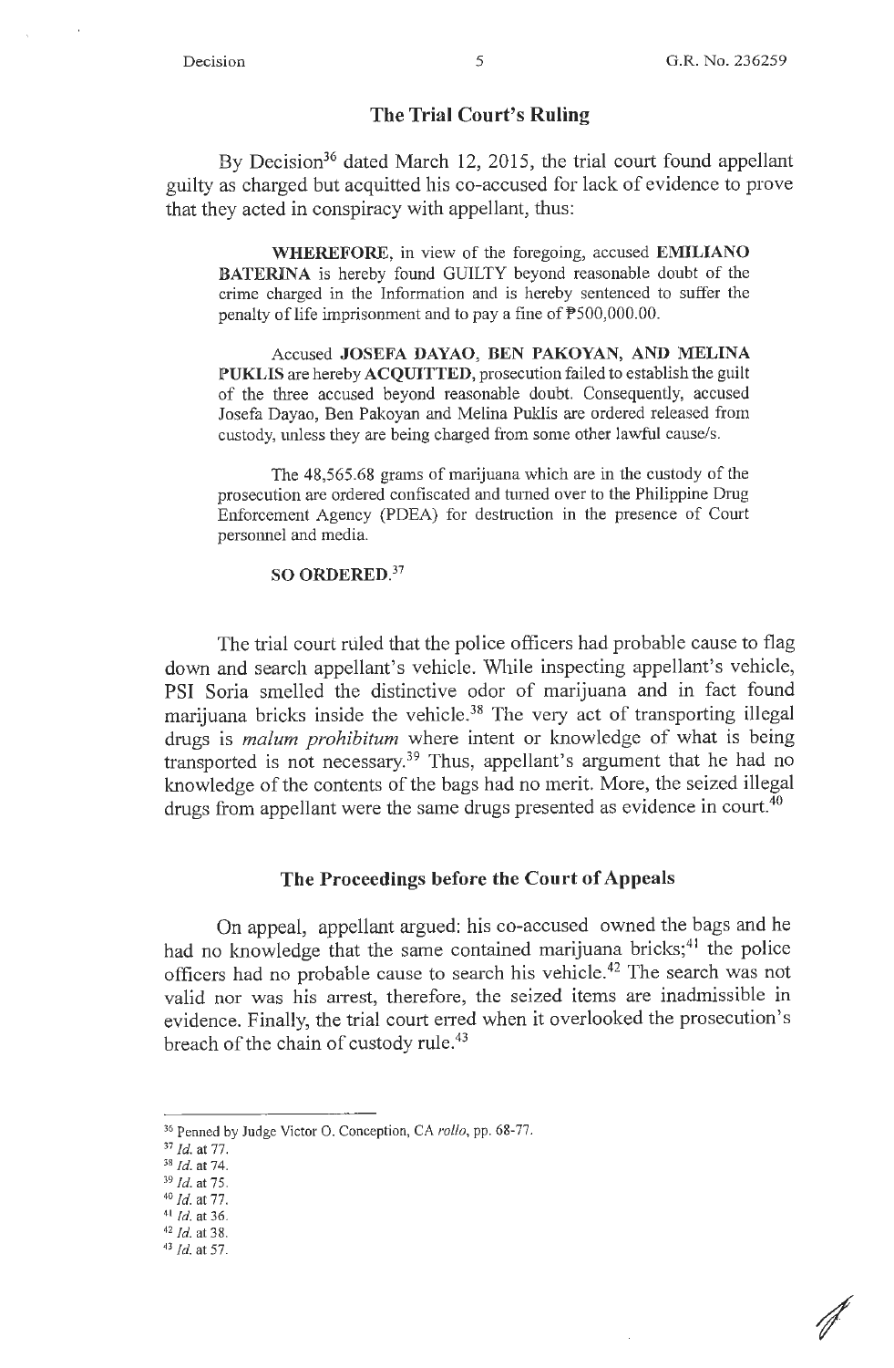## The Trial Court's Ruling

By Decision[36] dated March 12, 2015, the trial court found appellant guilty as charged but acquitted his co-accused for lack of evidence to prove that they acted in conspiracy with appellant, thus:

> **WHEREFORE**, in view of the foregoing, accused **EMILIANO BATERINA** is hereby found GUILTY beyond reasonable doubt of the crime charged in the Information and is hereby sentenced to suffer the penalty of life imprisonment and to pay a fine of ₱500,000.00.
>
> Accused **JOSEFA DAYAO, BEN PAKOYAN, AND MELINA PUKLIS** are hereby **ACQUITTED**, prosecution failed to establish the guilt of the three accused beyond reasonable doubt. Consequently, accused Josefa Dayao, Ben Pakoyan and Melina Puklis are ordered released from custody, unless they are being charged from some other lawful cause/s.
>
> The 48,565.68 grams of marijuana which are in the custody of the prosecution are ordered confiscated and turned over to the Philippine Drug Enforcement Agency (PDEA) for destruction in the presence of Court personnel and media.
>
> **SO ORDERED.**[37]

The trial court ruled that the police officers had probable cause to flag down and search appellant's vehicle. While inspecting appellant's vehicle, PSI Soria smelled the distinctive odor of marijuana and in fact found marijuana bricks inside the vehicle.[38] The very act of transporting illegal drugs is *malum prohibitum* where intent or knowledge of what is being transported is not necessary.[39] Thus, appellant's argument that he had no knowledge of the contents of the bags had no merit. More, the seized illegal drugs from appellant were the same drugs presented as evidence in court.[40]

## The Proceedings before the Court of Appeals

On appeal, appellant argued: his co-accused owned the bags and he had no knowledge that the same contained marijuana bricks;[41] the police officers had no probable cause to search his vehicle.[42] The search was not valid nor was his arrest, therefore, the seized items are inadmissible in evidence. Finally, the trial court erred when it overlooked the prosecution's breach of the chain of custody rule.[43]

---

[36] Penned by Judge Victor O. Conception, CA *rollo*, pp. 68-77.
[37] *Id.* at 77.
[38] *Id.* at 74.
[39] *Id.* at 75.
[40] *Id.* at 77.
[41] *Id.* at 36.
[42] *Id.* at 38.
[43] *Id.* at 57.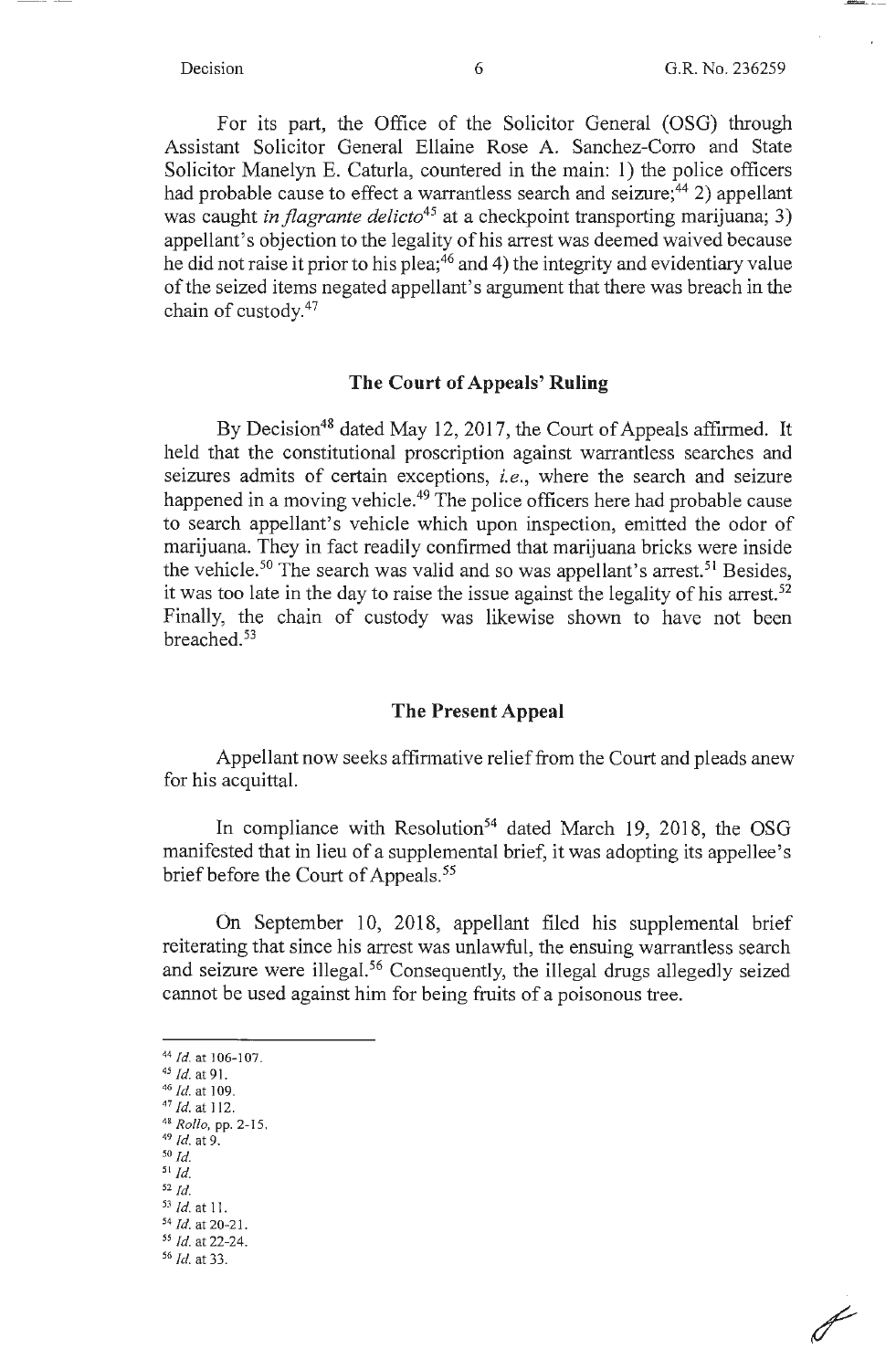For its part, the Office of the Solicitor General (OSG) through Assistant Solicitor General Ellaine Rose A. Sanchez-Corro and State Solicitor Manelyn E. Caturla, countered in the main: 1) the police officers had probable cause to effect a warrantless search and seizure;[44] 2) appellant was caught *in flagrante delicto*[45] at a checkpoint transporting marijuana; 3) appellant's objection to the legality of his arrest was deemed waived because he did not raise it prior to his plea;[46] and 4) the integrity and evidentiary value of the seized items negated appellant's argument that there was breach in the chain of custody.[47]

## The Court of Appeals' Ruling

By Decision[48] dated May 12, 2017, the Court of Appeals affirmed. It held that the constitutional proscription against warrantless searches and seizures admits of certain exceptions, *i.e.*, where the search and seizure happened in a moving vehicle.[49] The police officers here had probable cause to search appellant's vehicle which upon inspection, emitted the odor of marijuana. They in fact readily confirmed that marijuana bricks were inside the vehicle.[50] The search was valid and so was appellant's arrest.[51] Besides, it was too late in the day to raise the issue against the legality of his arrest.[52] Finally, the chain of custody was likewise shown to have not been breached.[53]

## The Present Appeal

Appellant now seeks affirmative relief from the Court and pleads anew for his acquittal.

In compliance with Resolution[54] dated March 19, 2018, the OSG manifested that in lieu of a supplemental brief, it was adopting its appellee's brief before the Court of Appeals.[55]

On September 10, 2018, appellant filed his supplemental brief reiterating that since his arrest was unlawful, the ensuing warrantless search and seizure were illegal.[56] Consequently, the illegal drugs allegedly seized cannot be used against him for being fruits of a poisonous tree.

---

[44] *Id.* at 106-107.
[45] *Id.* at 91.
[46] *Id.* at 109.
[47] *Id.* at 112.
[48] *Rollo*, pp. 2-15.
[49] *Id.* at 9.
[50] *Id.*
[51] *Id.*
[52] *Id.*
[53] *Id.* at 11.
[54] *Id.* at 20-21.
[55] *Id.* at 22-24.
[56] *Id.* at 33.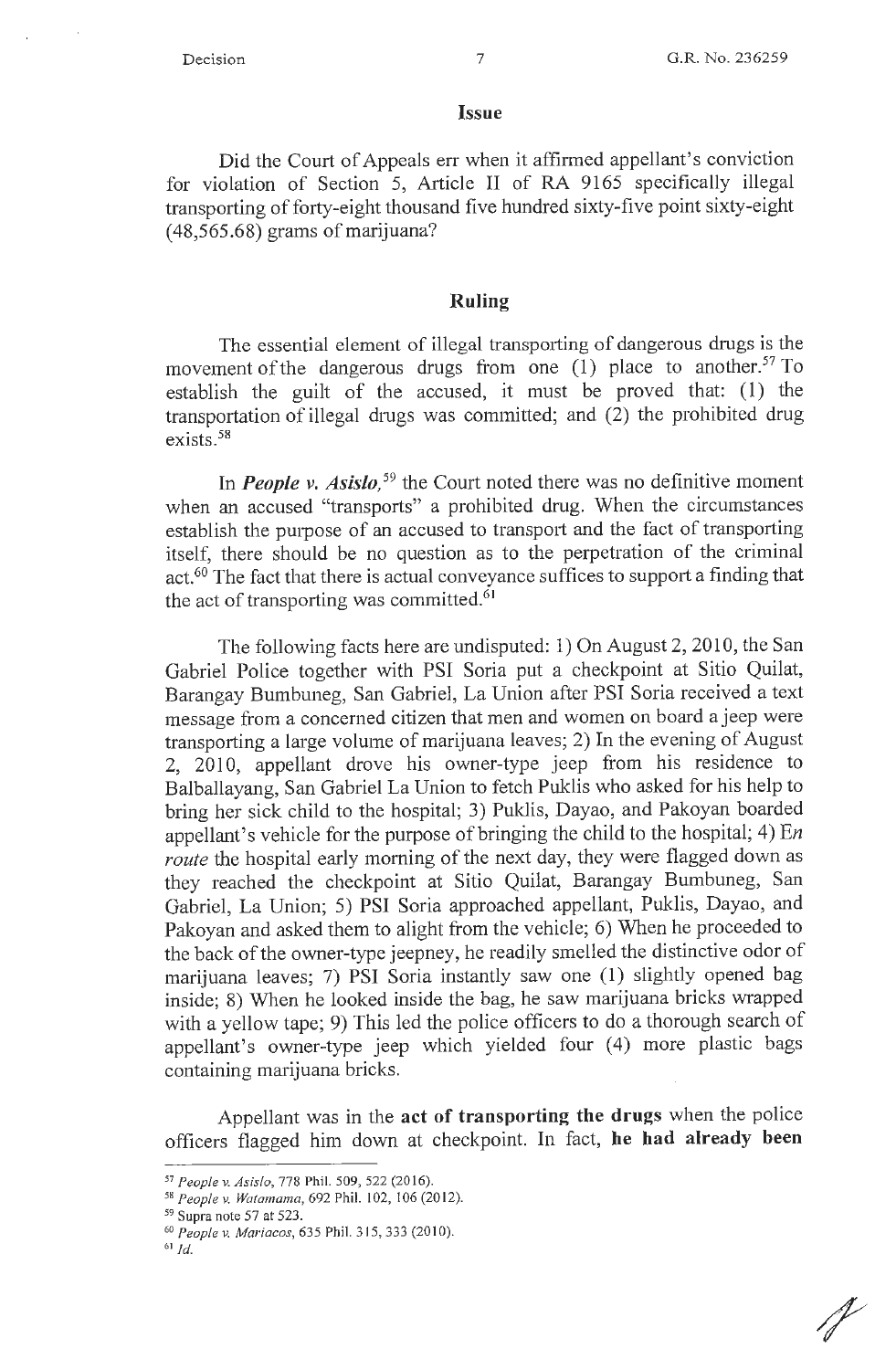## Issue

Did the Court of Appeals err when it affirmed appellant's conviction for violation of Section 5, Article II of RA 9165 specifically illegal transporting of forty-eight thousand five hundred sixty-five point sixty-eight (48,565.68) grams of marijuana?

## Ruling

The essential element of illegal transporting of dangerous drugs is the movement of the dangerous drugs from one (1) place to another.[57] To establish the guilt of the accused, it must be proved that: (1) the transportation of illegal drugs was committed; and (2) the prohibited drug exists.[58]

In ***People v. Asislo,***[59] the Court noted there was no definitive moment when an accused "transports" a prohibited drug. When the circumstances establish the purpose of an accused to transport and the fact of transporting itself, there should be no question as to the perpetration of the criminal act.[60] The fact that there is actual conveyance suffices to support a finding that the act of transporting was committed.[61]

The following facts here are undisputed: 1) On August 2, 2010, the San Gabriel Police together with PSI Soria put a checkpoint at Sitio Quilat, Barangay Bumbuneg, San Gabriel, La Union after PSI Soria received a text message from a concerned citizen that men and women on board a jeep were transporting a large volume of marijuana leaves; 2) In the evening of August 2, 2010, appellant drove his owner-type jeep from his residence to Balballayang, San Gabriel La Union to fetch Puklis who asked for his help to bring her sick child to the hospital; 3) Puklis, Dayao, and Pakoyan boarded appellant's vehicle for the purpose of bringing the child to the hospital; 4) E*n route* the hospital early morning of the next day, they were flagged down as they reached the checkpoint at Sitio Quilat, Barangay Bumbuneg, San Gabriel, La Union; 5) PSI Soria approached appellant, Puklis, Dayao, and Pakoyan and asked them to alight from the vehicle; 6) When he proceeded to the back of the owner-type jeepney, he readily smelled the distinctive odor of marijuana leaves; 7) PSI Soria instantly saw one (1) slightly opened bag inside; 8) When he looked inside the bag, he saw marijuana bricks wrapped with a yellow tape; 9) This led the police officers to do a thorough search of appellant's owner-type jeep which yielded four (4) more plastic bags containing marijuana bricks.

Appellant was in the **act of transporting the drugs** when the police officers flagged him down at checkpoint. In fact, **he had already been**

---

[57] *People v. Asislo*, 778 Phil. 509, 522 (2016).

[58] *People v. Watamama*, 692 Phil. 102, 106 (2012).

[59] Supra note 57 at 523.

[60] *People v. Mariacos*, 635 Phil. 315, 333 (2010).

[61] *Id.*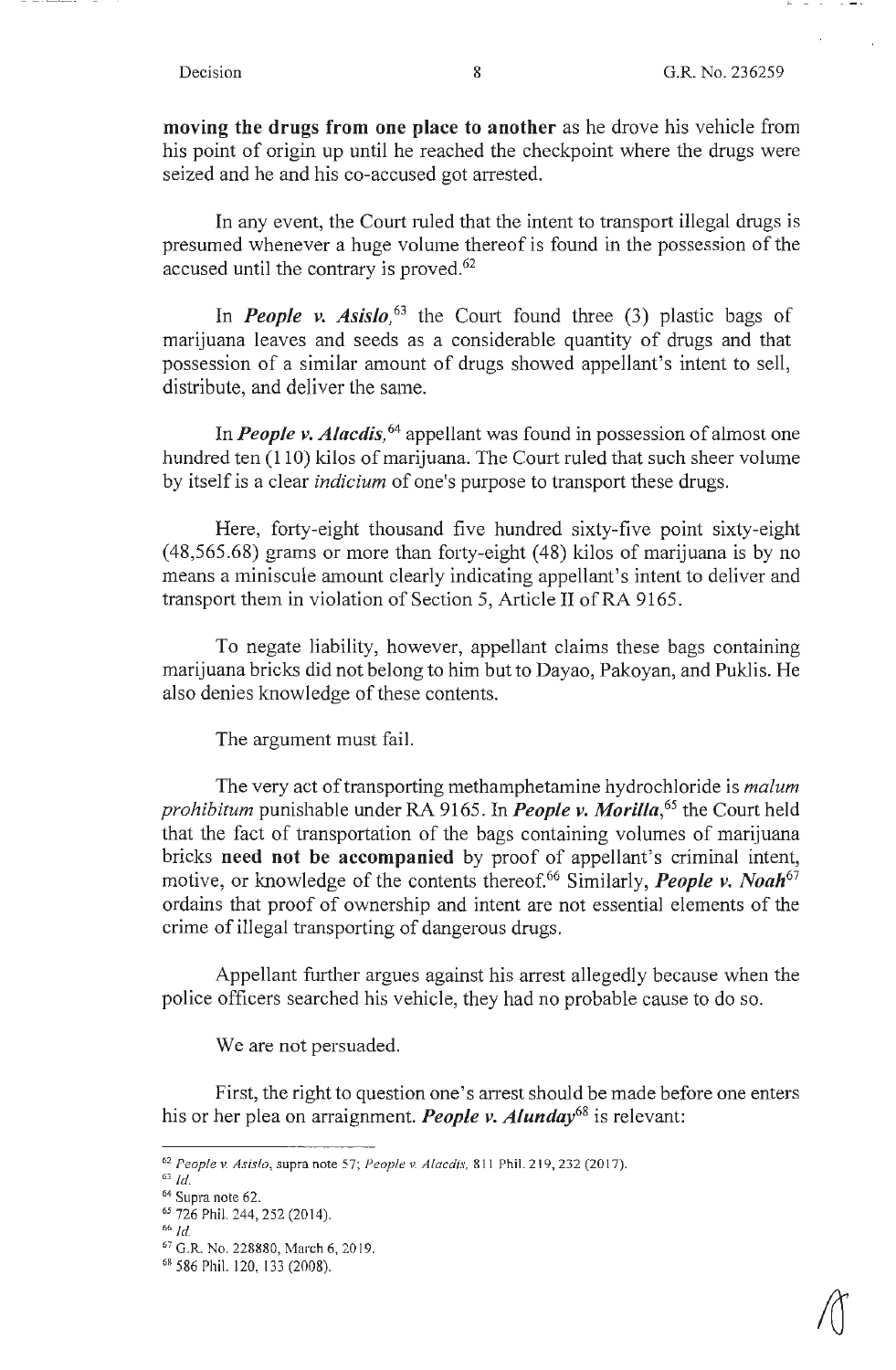**moving the drugs from one place to another** as he drove his vehicle from his point of origin up until he reached the checkpoint where the drugs were seized and he and his co-accused got arrested.

In any event, the Court ruled that the intent to transport illegal drugs is presumed whenever a huge volume thereof is found in the possession of the accused until the contrary is proved.[62]

In ***People v. Asislo,***[63] the Court found three (3) plastic bags of marijuana leaves and seeds as a considerable quantity of drugs and that possession of a similar amount of drugs showed appellant's intent to sell, distribute, and deliver the same.

In ***People v. Alacdis,***[64] appellant was found in possession of almost one hundred ten (110) kilos of marijuana. The Court ruled that such sheer volume by itself is a clear *indicium* of one's purpose to transport these drugs.

Here, forty-eight thousand five hundred sixty-five point sixty-eight (48,565.68) grams or more than forty-eight (48) kilos of marijuana is by no means a miniscule amount clearly indicating appellant's intent to deliver and transport them in violation of Section 5, Article II of RA 9165.

To negate liability, however, appellant claims these bags containing marijuana bricks did not belong to him but to Dayao, Pakoyan, and Puklis. He also denies knowledge of these contents.

The argument must fail.

The very act of transporting methamphetamine hydrochloride is *malum prohibitum* punishable under RA 9165. In ***People v. Morilla,***[65] the Court held that the fact of transportation of the bags containing volumes of marijuana bricks **need not be accompanied** by proof of appellant's criminal intent, motive, or knowledge of the contents thereof.[66] Similarly, ***People v. Noah***[67] ordains that proof of ownership and intent are not essential elements of the crime of illegal transporting of dangerous drugs.

Appellant further argues against his arrest allegedly because when the police officers searched his vehicle, they had no probable cause to do so.

We are not persuaded.

First, the right to question one's arrest should be made before one enters his or her plea on arraignment. ***People v. Alunday***[68] is relevant:

---

[62] *People v. Asislo*, supra note 57; *People v. Alacdis*, 811 Phil. 219, 232 (2017).

[63] *Id.*

[64] Supra note 62.

[65] 726 Phil. 244, 252 (2014).

[66] *Id.*

[67] G.R. No. 228880, March 6, 2019.

[68] 586 Phil. 120, 133 (2008).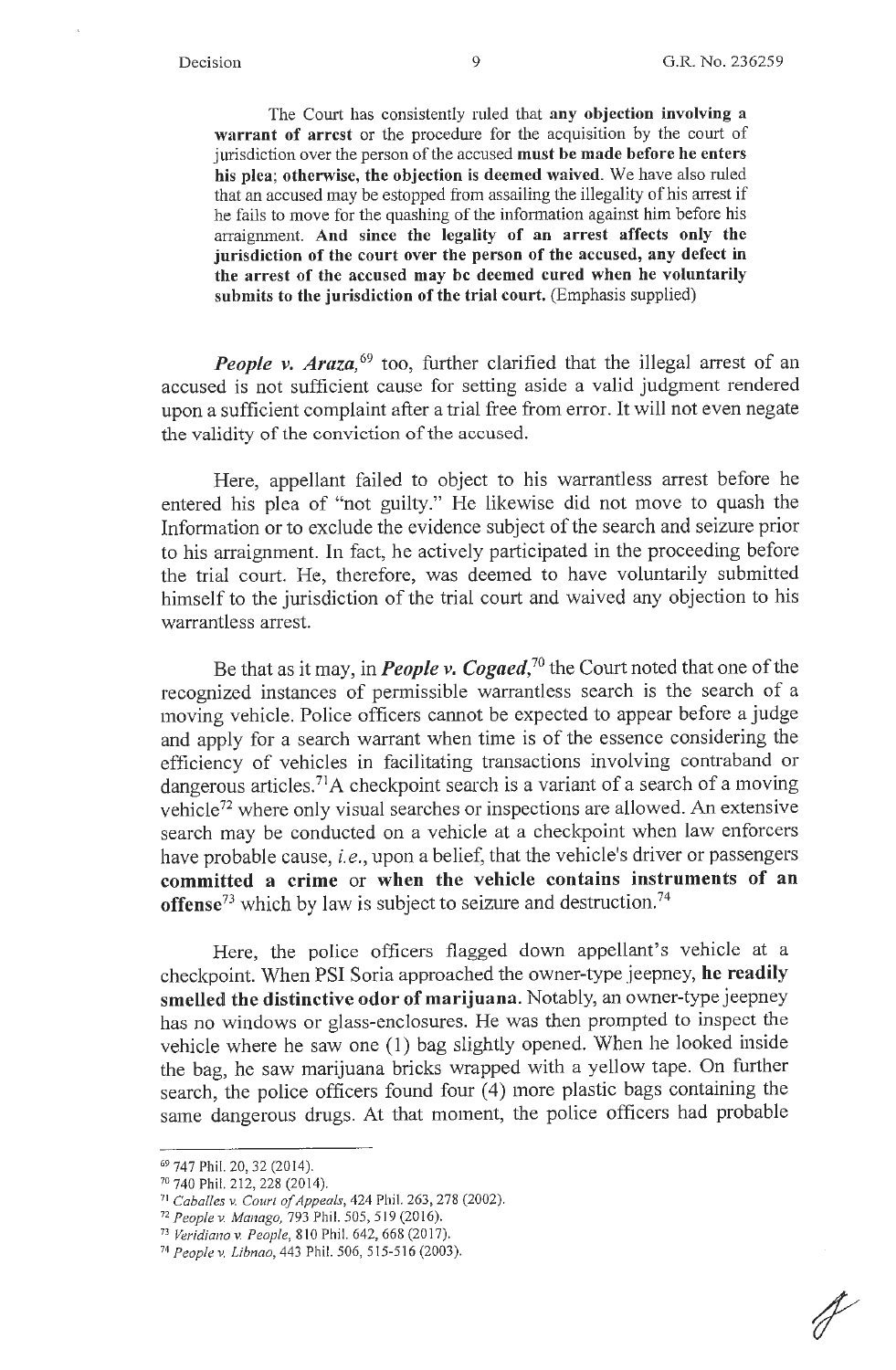> The Court has consistently ruled that **any objection involving a warrant of arrest** or the procedure for the acquisition by the court of jurisdiction over the person of the accused **must be made before he enters his plea; otherwise, the objection is deemed waived.** We have also ruled that an accused may be estopped from assailing the illegality of his arrest if he fails to move for the quashing of the information against him before his arraignment. **And since the legality of an arrest affects only the jurisdiction of the court over the person of the accused, any defect in the arrest of the accused may be deemed cured when he voluntarily submits to the jurisdiction of the trial court.** (Emphasis supplied)

***People v. Araza,***[69] too, further clarified that the illegal arrest of an accused is not sufficient cause for setting aside a valid judgment rendered upon a sufficient complaint after a trial free from error. It will not even negate the validity of the conviction of the accused.

Here, appellant failed to object to his warrantless arrest before he entered his plea of "not guilty." He likewise did not move to quash the Information or to exclude the evidence subject of the search and seizure prior to his arraignment. In fact, he actively participated in the proceeding before the trial court. He, therefore, was deemed to have voluntarily submitted himself to the jurisdiction of the trial court and waived any objection to his warrantless arrest.

Be that as it may, in ***People v. Cogaed,***[70] the Court noted that one of the recognized instances of permissible warrantless search is the search of a moving vehicle. Police officers cannot be expected to appear before a judge and apply for a search warrant when time is of the essence considering the efficiency of vehicles in facilitating transactions involving contraband or dangerous articles.[71] A checkpoint search is a variant of a search of a moving vehicle[72] where only visual searches or inspections are allowed. An extensive search may be conducted on a vehicle at a checkpoint when law enforcers have probable cause, *i.e.*, upon a belief, that the vehicle's driver or passengers **committed a crime** or **when the vehicle contains instruments of an offense**[73] which by law is subject to seizure and destruction.[74]

Here, the police officers flagged down appellant's vehicle at a checkpoint. When PSI Soria approached the owner-type jeepney, **he readily smelled the distinctive odor of marijuana.** Notably, an owner-type jeepney has no windows or glass-enclosures. He was then prompted to inspect the vehicle where he saw one (1) bag slightly opened. When he looked inside the bag, he saw marijuana bricks wrapped with a yellow tape. On further search, the police officers found four (4) more plastic bags containing the same dangerous drugs. At that moment, the police officers had probable

---

[69] 747 Phil. 20, 32 (2014).

[70] 740 Phil. 212, 228 (2014).

[71] *Caballes v. Court of Appeals*, 424 Phil. 263, 278 (2002).

[72] *People v. Manago*, 793 Phil. 505, 519 (2016).

[73] *Veridiano v. People*, 810 Phil. 642, 668 (2017).

[74] *People v. Libnao*, 443 Phil. 506, 515-516 (2003).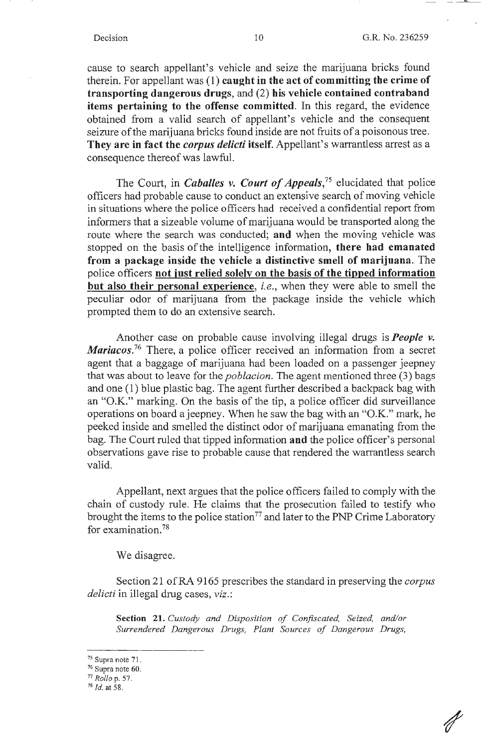cause to search appellant's vehicle and seize the marijuana bricks found therein. For appellant was (1) **caught in the act of committing the crime of transporting dangerous drugs**, and (2) **his vehicle contained contraband items pertaining to the offense committed**. In this regard, the evidence obtained from a valid search of appellant's vehicle and the consequent seizure of the marijuana bricks found inside are not fruits of a poisonous tree. **They are in fact the *corpus delicti* itself.** Appellant's warrantless arrest as a consequence thereof was lawful.

The Court, in ***Caballes v. Court of Appeals***,[75] elucidated that police officers had probable cause to conduct an extensive search of moving vehicle in situations where the police officers had received a confidential report from informers that a sizeable volume of marijuana would be transported along the route where the search was conducted; **and** when the moving vehicle was stopped on the basis of the intelligence information, **there had emanated from a package inside the vehicle a distinctive smell of marijuana**. The police officers **<u>not just relied solely on the basis of the tipped information but also their personal experience</u>**, *i.e.*, when they were able to smell the peculiar odor of marijuana from the package inside the vehicle which prompted them to do an extensive search.

Another case on probable cause involving illegal drugs is ***People v. Mariacos***.[76] There, a police officer received an information from a secret agent that a baggage of marijuana had been loaded on a passenger jeepney that was about to leave for the *poblacion*. The agent mentioned three (3) bags and one (1) blue plastic bag. The agent further described a backpack bag with an "O.K." marking. On the basis of the tip, a police officer did surveillance operations on board a jeepney. When he saw the bag with an "O.K." mark, he peeked inside and smelled the distinct odor of marijuana emanating from the bag. The Court ruled that tipped information **and** the police officer's personal observations gave rise to probable cause that rendered the warrantless search valid.

Appellant, next argues that the police officers failed to comply with the chain of custody rule. He claims that the prosecution failed to testify who brought the items to the police station[77] and later to the PNP Crime Laboratory for examination.[78]

We disagree.

Section 21 of RA 9165 prescribes the standard in preserving the *corpus delicti* in illegal drug cases, *viz.*:

> **Section 21.** *Custody and Disposition of Confiscated, Seized, and/or Surrendered Dangerous Drugs, Plant Sources of Dangerous Drugs,*

---

[75] Supra note 71.
[76] Supra note 60.
[77] *Rollo* p. 57.
[78] *Id.* at 58.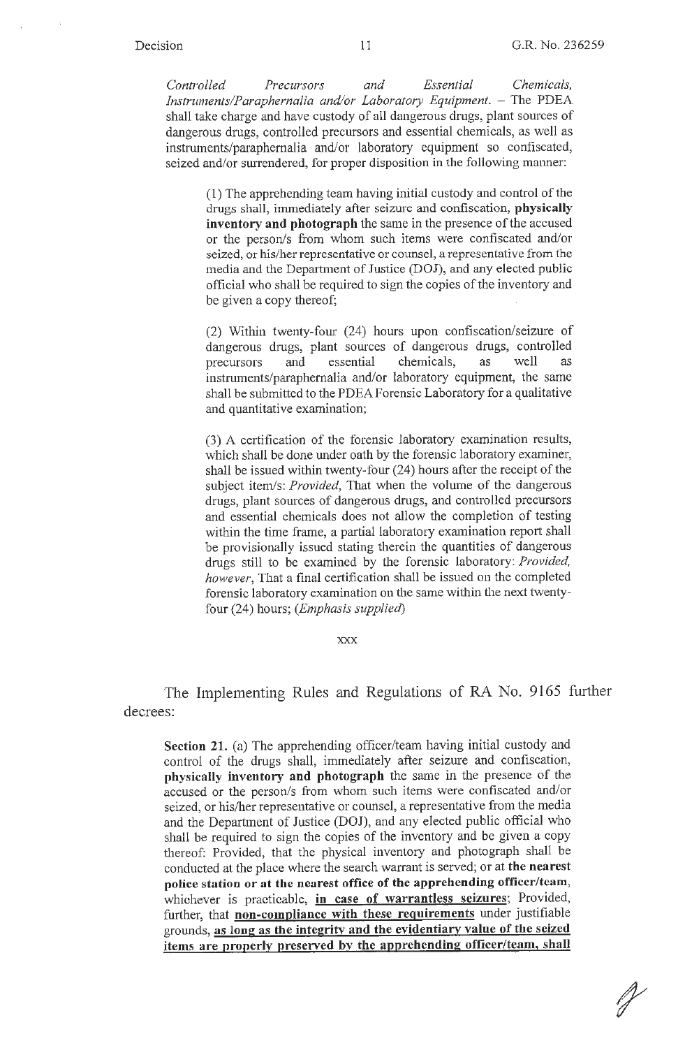*Controlled Precursors and Essential Chemicals, Instruments/Paraphernalia and/or Laboratory Equipment.* – The PDEA shall take charge and have custody of all dangerous drugs, plant sources of dangerous drugs, controlled precursors and essential chemicals, as well as instruments/paraphernalia and/or laboratory equipment so confiscated, seized and/or surrendered, for proper disposition in the following manner:

> (1) The apprehending team having initial custody and control of the drugs shall, immediately after seizure and confiscation, **physically inventory and photograph** the same in the presence of the accused or the person/s from whom such items were confiscated and/or seized, or his/her representative or counsel, a representative from the media and the Department of Justice (DOJ), and any elected public official who shall be required to sign the copies of the inventory and be given a copy thereof;
>
> (2) Within twenty-four (24) hours upon confiscation/seizure of dangerous drugs, plant sources of dangerous drugs, controlled precursors and essential chemicals, as well as instruments/paraphernalia and/or laboratory equipment, the same shall be submitted to the PDEA Forensic Laboratory for a qualitative and quantitative examination;
>
> (3) A certification of the forensic laboratory examination results, which shall be done under oath by the forensic laboratory examiner, shall be issued within twenty-four (24) hours after the receipt of the subject item/s: *Provided*, That when the volume of the dangerous drugs, plant sources of dangerous drugs, and controlled precursors and essential chemicals does not allow the completion of testing within the time frame, a partial laboratory examination report shall be provisionally issued stating therein the quantities of dangerous drugs still to be examined by the forensic laboratory: *Provided, however*, That a final certification shall be issued on the completed forensic laboratory examination on the same within the next twenty-four (24) hours; (*Emphasis supplied*)

xxx

The Implementing Rules and Regulations of RA No. 9165 further decrees:

> **Section 21.** (a) The apprehending officer/team having initial custody and control of the drugs shall, immediately after seizure and confiscation, **physically inventory and photograph** the same in the presence of the accused or the person/s from whom such items were confiscated and/or seized, or his/her representative or counsel, a representative from the media and the Department of Justice (DOJ), and any elected public official who shall be required to sign the copies of the inventory and be given a copy thereof: Provided, that the physical inventory and photograph shall be conducted at the place where the search warrant is served; or at **the nearest police station or at the nearest office of the apprehending officer/team**, whichever is practicable, **in case of warrantless seizures**; Provided, further, that **non-compliance with these requirements** under justifiable grounds, **as long as the integrity and the evidentiary value of the seized items are properly preserved by the apprehending officer/team, shall**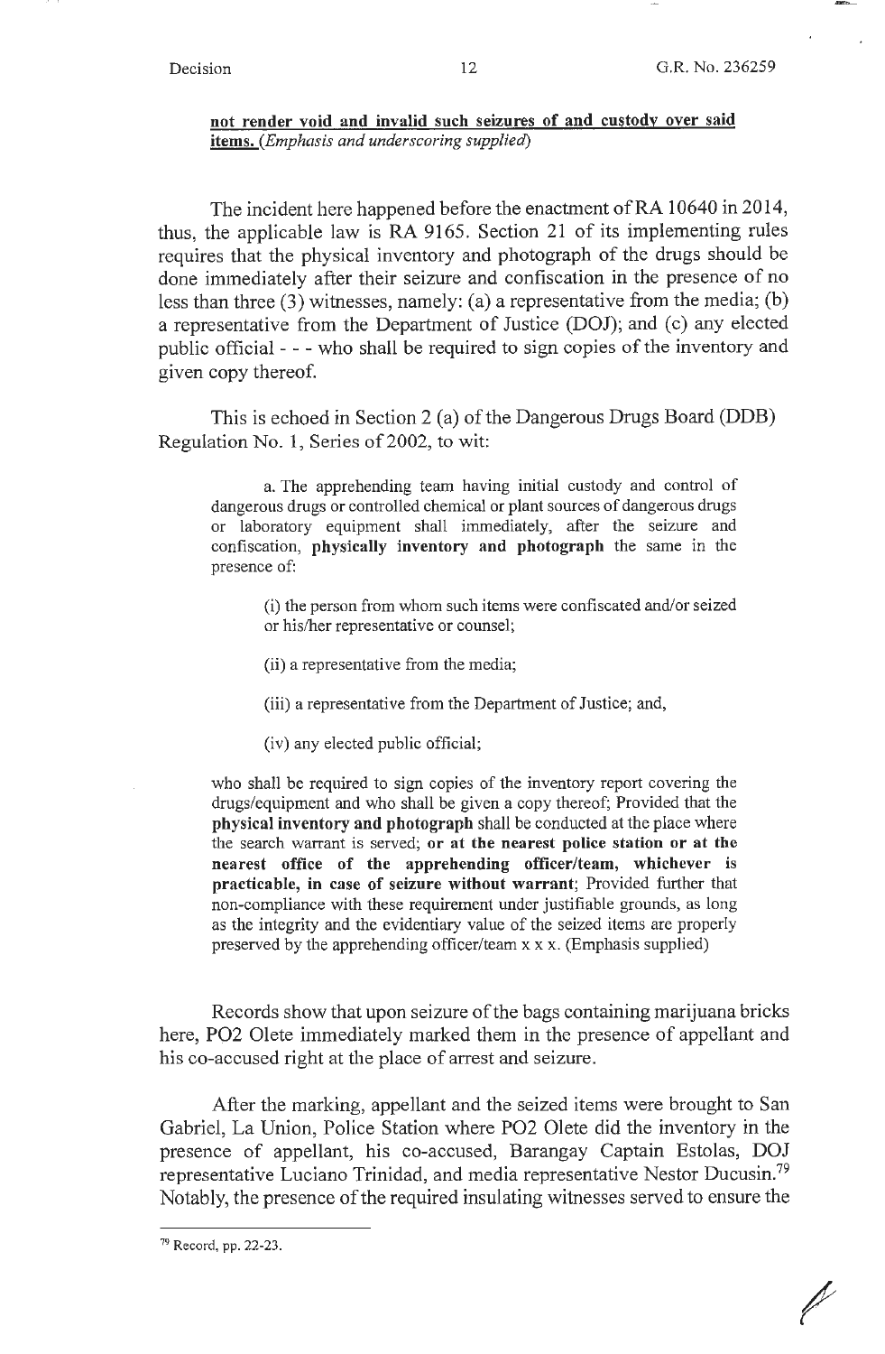**not render void and invalid such seizures of and custody over said items.** *(Emphasis and underscoring supplied)*

The incident here happened before the enactment of RA 10640 in 2014, thus, the applicable law is RA 9165. Section 21 of its implementing rules requires that the physical inventory and photograph of the drugs should be done immediately after their seizure and confiscation in the presence of no less than three (3) witnesses, namely: (a) a representative from the media; (b) a representative from the Department of Justice (DOJ); and (c) any elected public official - - - who shall be required to sign copies of the inventory and given copy thereof.

This is echoed in Section 2 (a) of the Dangerous Drugs Board (DDB) Regulation No. 1, Series of 2002, to wit:

> a. The apprehending team having initial custody and control of dangerous drugs or controlled chemical or plant sources of dangerous drugs or laboratory equipment shall immediately, after the seizure and confiscation, **physically inventory and photograph** the same in the presence of:
>
> > (i) the person from whom such items were confiscated and/or seized or his/her representative or counsel;
> >
> > (ii) a representative from the media;
> >
> > (iii) a representative from the Department of Justice; and,
> >
> > (iv) any elected public official;
>
> who shall be required to sign copies of the inventory report covering the drugs/equipment and who shall be given a copy thereof; Provided that the **physical inventory and photograph** shall be conducted at the place where the search warrant is served; **or at the nearest police station or at the nearest office of the apprehending officer/team, whichever is practicable, in case of seizure without warrant**; Provided further that non-compliance with these requirement under justifiable grounds, as long as the integrity and the evidentiary value of the seized items are properly preserved by the apprehending officer/team x x x. (Emphasis supplied)

Records show that upon seizure of the bags containing marijuana bricks here, PO2 Olete immediately marked them in the presence of appellant and his co-accused right at the place of arrest and seizure.

After the marking, appellant and the seized items were brought to San Gabriel, La Union, Police Station where PO2 Olete did the inventory in the presence of appellant, his co-accused, Barangay Captain Estolas, DOJ representative Luciano Trinidad, and media representative Nestor Ducusin.[79] Notably, the presence of the required insulating witnesses served to ensure the

[79] Record, pp. 22-23.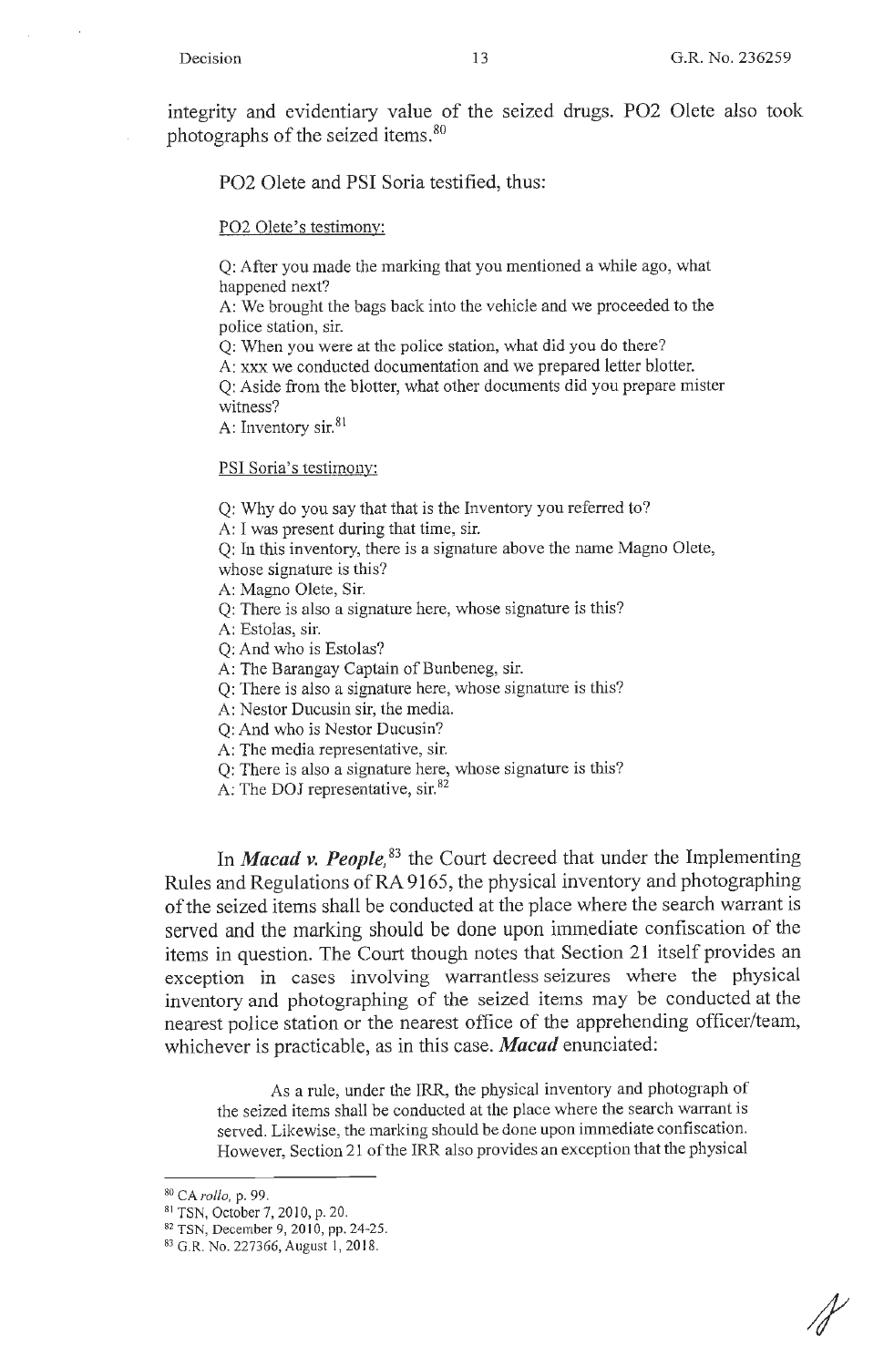integrity and evidentiary value of the seized drugs. PO2 Olete also took photographs of the seized items.[80]

PO2 Olete and PSI Soria testified, thus:

PO2 Olete's testimony:

> Q: After you made the marking that you mentioned a while ago, what happened next?
> A: We brought the bags back into the vehicle and we proceeded to the police station, sir.
> Q: When you were at the police station, what did you do there?
> A: xxx we conducted documentation and we prepared letter blotter.
> Q: Aside from the blotter, what other documents did you prepare mister witness?
> A: Inventory sir.[81]

PSI Soria's testimony:

> Q: Why do you say that that is the Inventory you referred to?
> A: I was present during that time, sir.
> Q: In this inventory, there is a signature above the name Magno Olete, whose signature is this?
> A: Magno Olete, Sir.
> Q: There is also a signature here, whose signature is this?
> A: Estolas, sir.
> Q: And who is Estolas?
> A: The Barangay Captain of Bunbeneg, sir.
> Q: There is also a signature here, whose signature is this?
> A: Nestor Ducusin sir, the media.
> Q: And who is Nestor Ducusin?
> A: The media representative, sir.
> Q: There is also a signature here, whose signature is this?
> A: The DOJ representative, sir.[82]

In ***Macad v. People,***[83] the Court decreed that under the Implementing Rules and Regulations of RA 9165, the physical inventory and photographing of the seized items shall be conducted at the place where the search warrant is served and the marking should be done upon immediate confiscation of the items in question. The Court though notes that Section 21 itself provides an exception in cases involving warrantless seizures where the physical inventory and photographing of the seized items may be conducted at the nearest police station or the nearest office of the apprehending officer/team, whichever is practicable, as in this case. ***Macad*** enunciated:

> As a rule, under the IRR, the physical inventory and photograph of the seized items shall be conducted at the place where the search warrant is served. Likewise, the marking should be done upon immediate confiscation. However, Section 21 of the IRR also provides an exception that the physical

---

[80] CA *rollo*, p. 99.
[81] TSN, October 7, 2010, p. 20.
[82] TSN, December 9, 2010, pp. 24-25.
[83] G.R. No. 227366, August 1, 2018.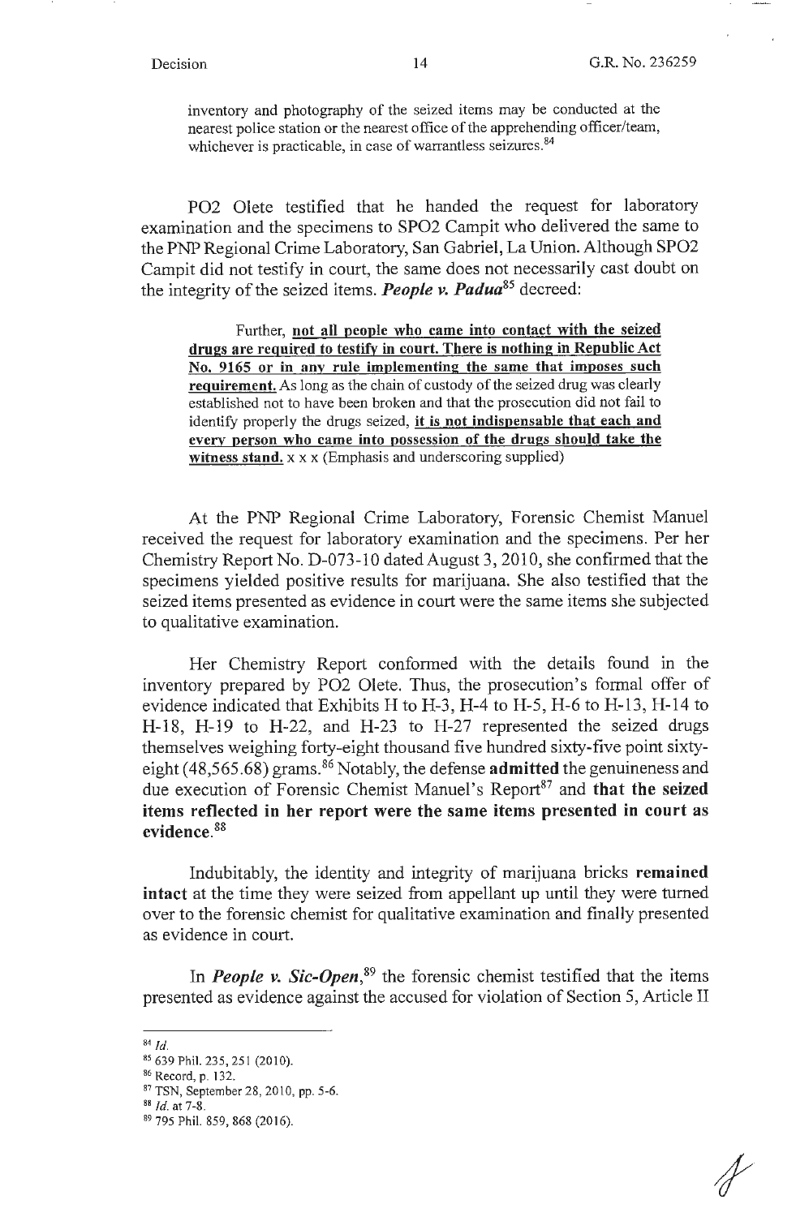inventory and photography of the seized items may be conducted at the nearest police station or the nearest office of the apprehending officer/team, whichever is practicable, in case of warrantless seizures.[84]

PO2 Olete testified that he handed the request for laboratory examination and the specimens to SPO2 Campit who delivered the same to the PNP Regional Crime Laboratory, San Gabriel, La Union. Although SPO2 Campit did not testify in court, the same does not necessarily cast doubt on the integrity of the seized items. ***People v. Padua***[85] decreed:

> Further, **not all people who came into contact with the seized drugs are required to testify in court. There is nothing in Republic Act No. 9165 or in any rule implementing the same that imposes such requirement.** As long as the chain of custody of the seized drug was clearly established not to have been broken and that the prosecution did not fail to identify properly the drugs seized, **it is not indispensable that each and every person who came into possession of the drugs should take the witness stand.** x x x (Emphasis and underscoring supplied)

At the PNP Regional Crime Laboratory, Forensic Chemist Manuel received the request for laboratory examination and the specimens. Per her Chemistry Report No. D-073-10 dated August 3, 2010, she confirmed that the specimens yielded positive results for marijuana. She also testified that the seized items presented as evidence in court were the same items she subjected to qualitative examination.

Her Chemistry Report conformed with the details found in the inventory prepared by PO2 Olete. Thus, the prosecution's formal offer of evidence indicated that Exhibits H to H-3, H-4 to H-5, H-6 to H-13, H-14 to H-18, H-19 to H-22, and H-23 to H-27 represented the seized drugs themselves weighing forty-eight thousand five hundred sixty-five point sixty-eight (48,565.68) grams.[86] Notably, the defense **admitted** the genuineness and due execution of Forensic Chemist Manuel's Report[87] and **that the seized items reflected in her report were the same items presented in court as evidence.**[88]

Indubitably, the identity and integrity of marijuana bricks **remained intact** at the time they were seized from appellant up until they were turned over to the forensic chemist for qualitative examination and finally presented as evidence in court.

In ***People v. Sic-Open***,[89] the forensic chemist testified that the items presented as evidence against the accused for violation of Section 5, Article II

---

[84] *Id.*

[85] 639 Phil. 235, 251 (2010).

[86] Record, p. 132.

[87] TSN, September 28, 2010, pp. 5-6.

[88] *Id.* at 7-8.

[89] 795 Phil. 859, 868 (2016).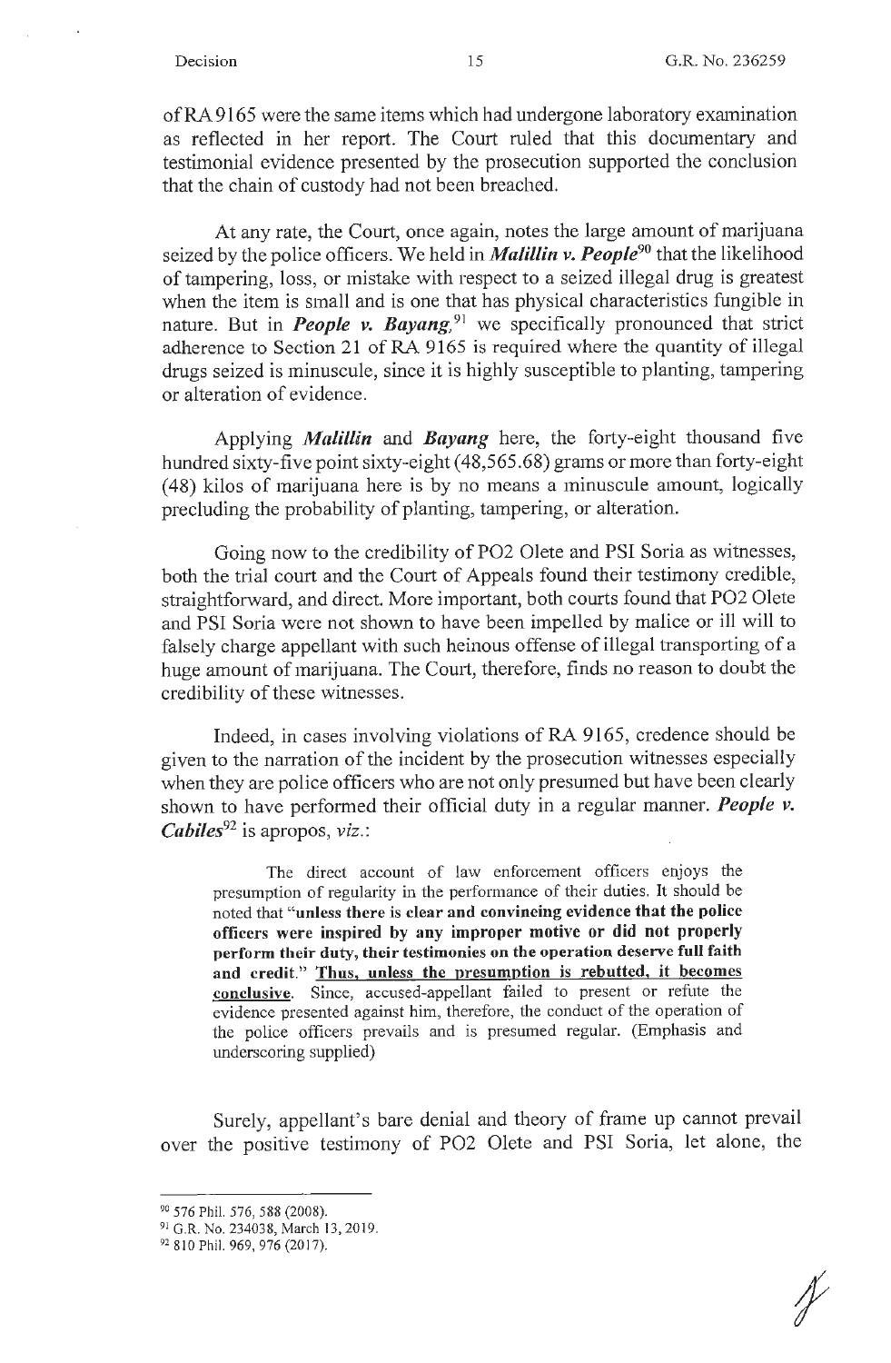of RA 9165 were the same items which had undergone laboratory examination as reflected in her report. The Court ruled that this documentary and testimonial evidence presented by the prosecution supported the conclusion that the chain of custody had not been breached.

At any rate, the Court, once again, notes the large amount of marijuana seized by the police officers. We held in ***Malillin v. People***[90] that the likelihood of tampering, loss, or mistake with respect to a seized illegal drug is greatest when the item is small and is one that has physical characteristics fungible in nature. But in ***People v. Bayang,***[91] we specifically pronounced that strict adherence to Section 21 of RA 9165 is required where the quantity of illegal drugs seized is minuscule, since it is highly susceptible to planting, tampering or alteration of evidence.

Applying ***Malillin*** and ***Bayang*** here, the forty-eight thousand five hundred sixty-five point sixty-eight (48,565.68) grams or more than forty-eight (48) kilos of marijuana here is by no means a minuscule amount, logically precluding the probability of planting, tampering, or alteration.

Going now to the credibility of PO2 Olete and PSI Soria as witnesses, both the trial court and the Court of Appeals found their testimony credible, straightforward, and direct. More important, both courts found that PO2 Olete and PSI Soria were not shown to have been impelled by malice or ill will to falsely charge appellant with such heinous offense of illegal transporting of a huge amount of marijuana. The Court, therefore, finds no reason to doubt the credibility of these witnesses.

Indeed, in cases involving violations of RA 9165, credence should be given to the narration of the incident by the prosecution witnesses especially when they are police officers who are not only presumed but have been clearly shown to have performed their official duty in a regular manner. ***People v. Cabiles***[92] is apropos, *viz.*:

> The direct account of law enforcement officers enjoys the presumption of regularity in the performance of their duties. It should be noted that "**unless there is clear and convincing evidence that the police officers were inspired by any improper motive or did not properly perform their duty, their testimonies on the operation deserve full faith and credit.**" <u>**Thus, unless the presumption is rebutted, it becomes conclusive**</u>. Since, accused-appellant failed to present or refute the evidence presented against him, therefore, the conduct of the operation of the police officers prevails and is presumed regular. (Emphasis and underscoring supplied)

Surely, appellant's bare denial and theory of frame up cannot prevail over the positive testimony of PO2 Olete and PSI Soria, let alone, the

---

[90] 576 Phil. 576, 588 (2008).

[91] G.R. No. 234038, March 13, 2019.

[92] 810 Phil. 969, 976 (2017).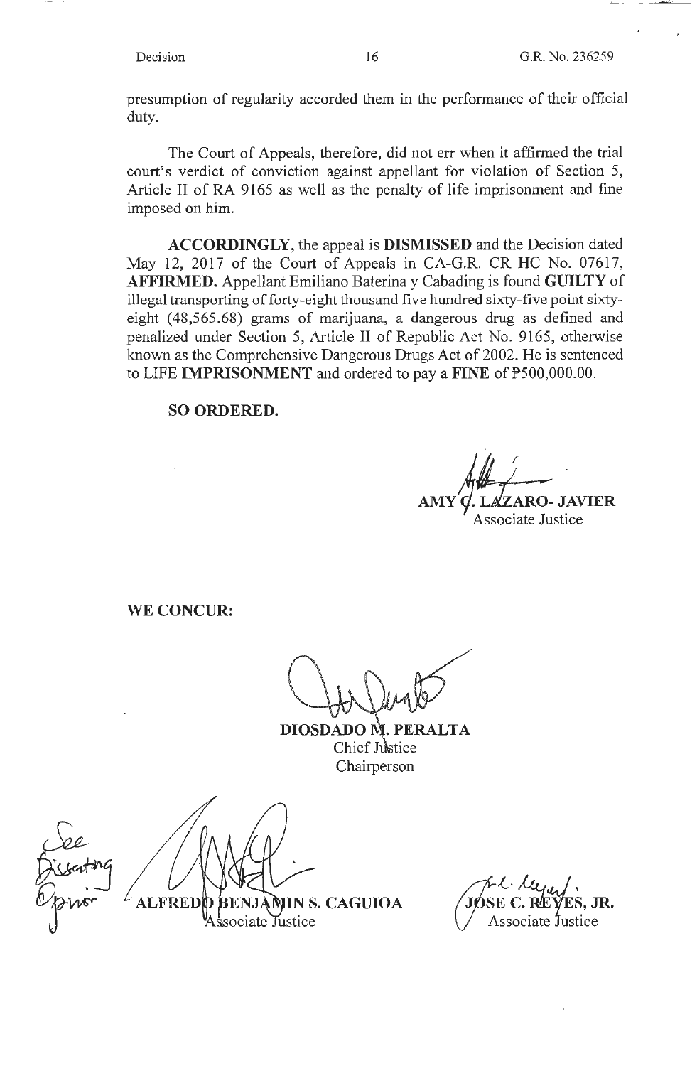presumption of regularity accorded them in the performance of their official duty.

The Court of Appeals, therefore, did not err when it affirmed the trial court's verdict of conviction against appellant for violation of Section 5, Article II of RA 9165 as well as the penalty of life imprisonment and fine imposed on him.

**ACCORDINGLY**, the appeal is **DISMISSED** and the Decision dated May 12, 2017 of the Court of Appeals in CA-G.R. CR HC No. 07617, **AFFIRMED.** Appellant Emiliano Baterina y Cabading is found **GUILTY** of illegal transporting of forty-eight thousand five hundred sixty-five point sixty-eight (48,565.68) grams of marijuana, a dangerous drug as defined and penalized under Section 5, Article II of Republic Act No. 9165, otherwise known as the Comprehensive Dangerous Drugs Act of 2002. He is sentenced to LIFE **IMPRISONMENT** and ordered to pay a **FINE** of ₱500,000.00.

**SO ORDERED.**

**AMY C. LAZARO- JAVIER**
Associate Justice

**WE CONCUR:**

**DIOSDADO M. PERALTA**
Chief Justice
Chairperson

See Dissenting Opinion

**ALFREDO BENJAMIN S. CAGUIOA**
Associate Justice

**JOSE C. REYES, JR.**
Associate Justice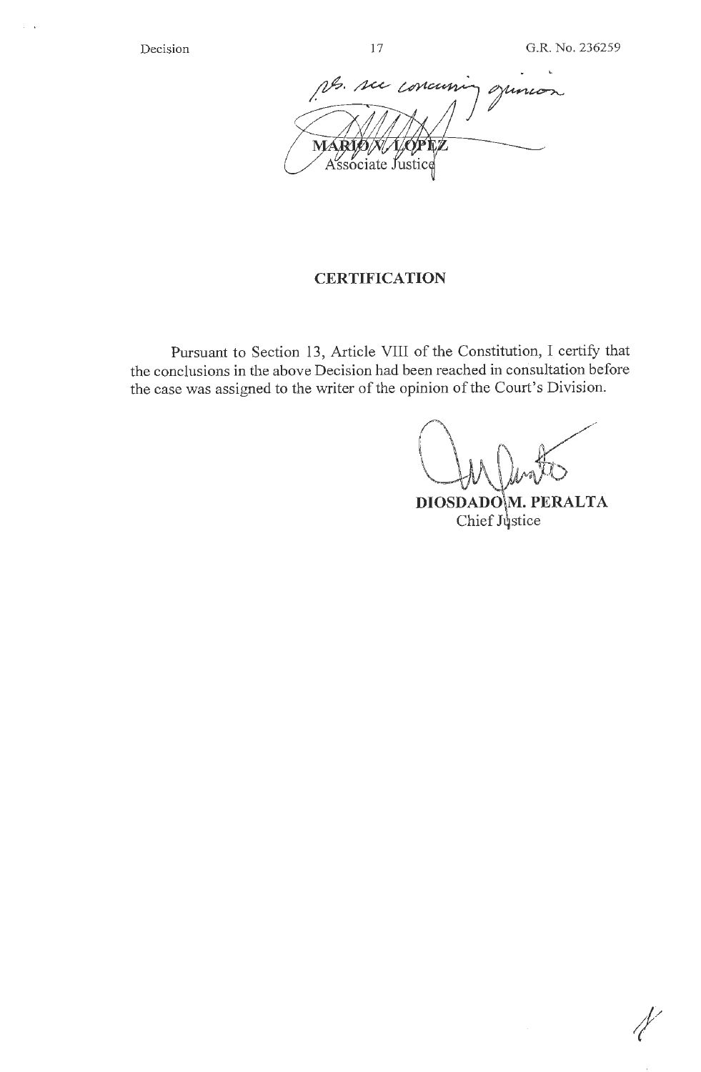Pls. see concurring opinion

**MARIO V. LOPEZ**
Associate Justice

## CERTIFICATION

Pursuant to Section 13, Article VIII of the Constitution, I certify that the conclusions in the above Decision had been reached in consultation before the case was assigned to the writer of the opinion of the Court's Division.

**DIOSDADO M. PERALTA**
Chief Justice